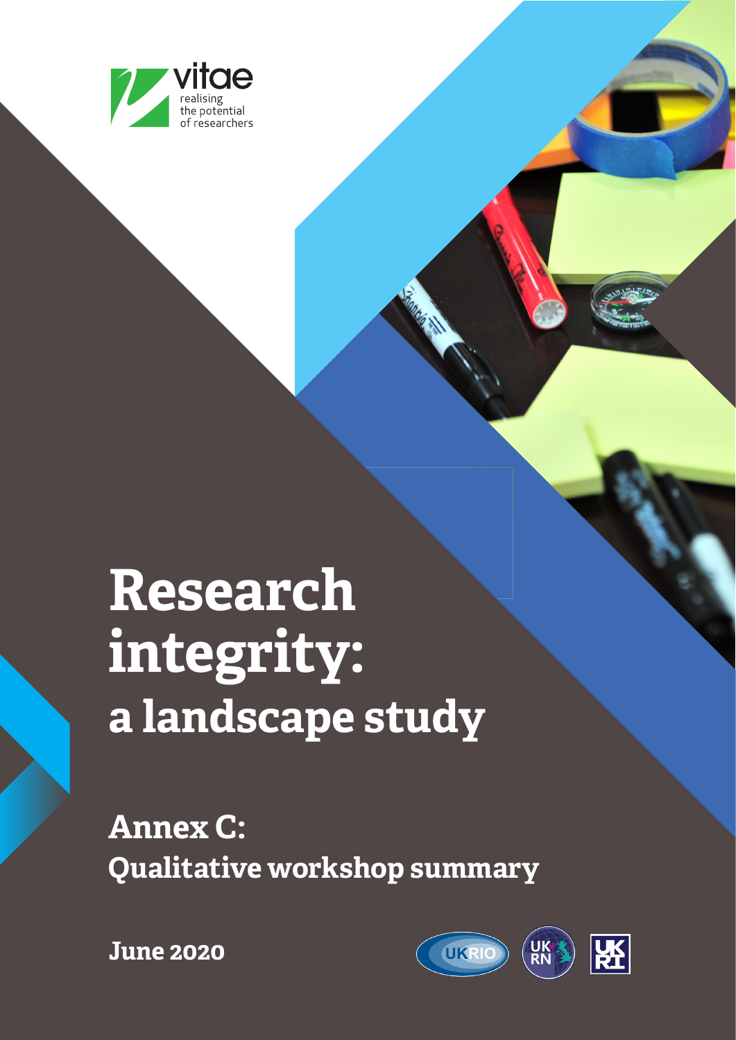vitae
realising the potential of researchers

# Research integrity: a landscape study

## Annex C: Qualitative workshop summary

June 2020

UKRIO UK RN UKRI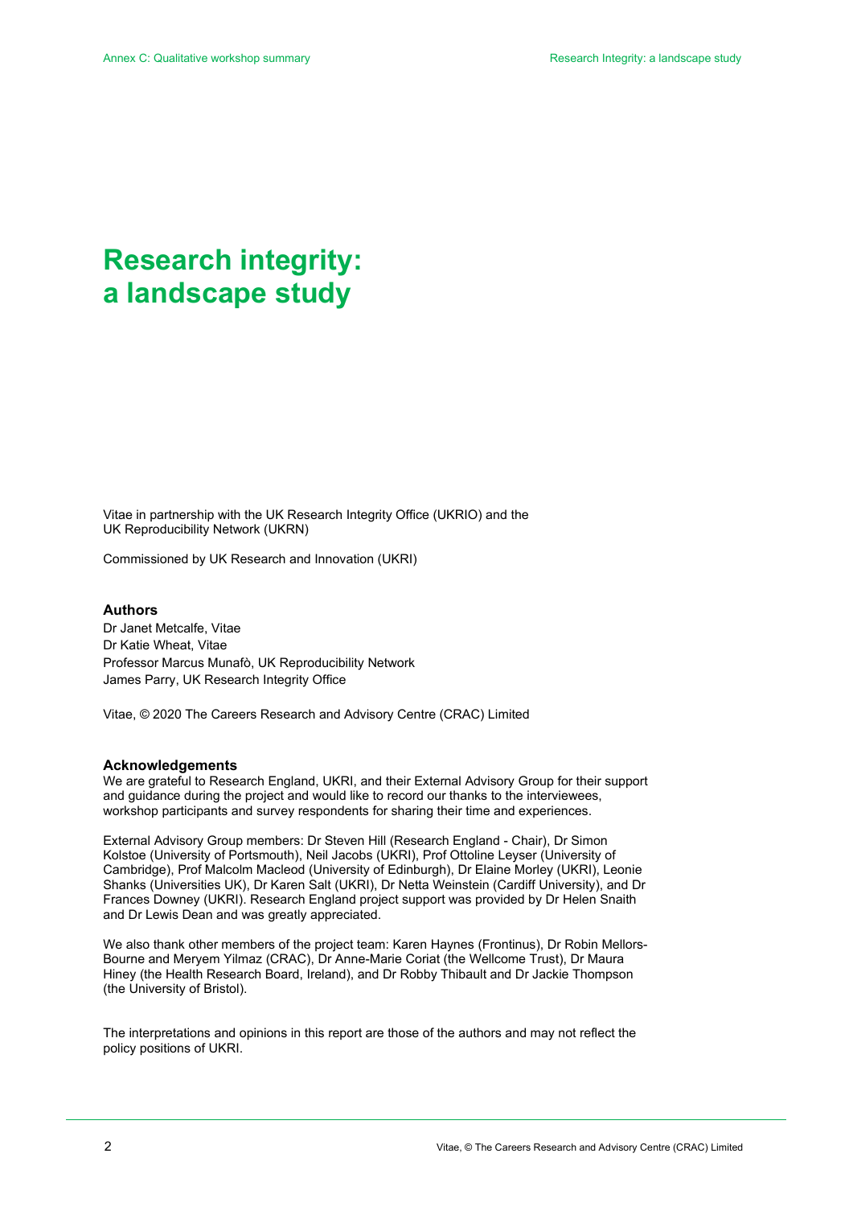# Research integrity: a landscape study

Vitae in partnership with the UK Research Integrity Office (UKRIO) and the UK Reproducibility Network (UKRN)

Commissioned by UK Research and Innovation (UKRI)

**Authors**

Dr Janet Metcalfe, Vitae
Dr Katie Wheat, Vitae
Professor Marcus Munafò, UK Reproducibility Network
James Parry, UK Research Integrity Office

Vitae, © 2020 The Careers Research and Advisory Centre (CRAC) Limited

**Acknowledgements**

We are grateful to Research England, UKRI, and their External Advisory Group for their support and guidance during the project and would like to record our thanks to the interviewees, workshop participants and survey respondents for sharing their time and experiences.

External Advisory Group members: Dr Steven Hill (Research England - Chair), Dr Simon Kolstoe (University of Portsmouth), Neil Jacobs (UKRI), Prof Ottoline Leyser (University of Cambridge), Prof Malcolm Macleod (University of Edinburgh), Dr Elaine Morley (UKRI), Leonie Shanks (Universities UK), Dr Karen Salt (UKRI), Dr Netta Weinstein (Cardiff University), and Dr Frances Downey (UKRI). Research England project support was provided by Dr Helen Snaith and Dr Lewis Dean and was greatly appreciated.

We also thank other members of the project team: Karen Haynes (Frontinus), Dr Robin Mellors-Bourne and Meryem Yilmaz (CRAC), Dr Anne-Marie Coriat (the Wellcome Trust), Dr Maura Hiney (the Health Research Board, Ireland), and Dr Robby Thibault and Dr Jackie Thompson (the University of Bristol).

The interpretations and opinions in this report are those of the authors and may not reflect the policy positions of UKRI.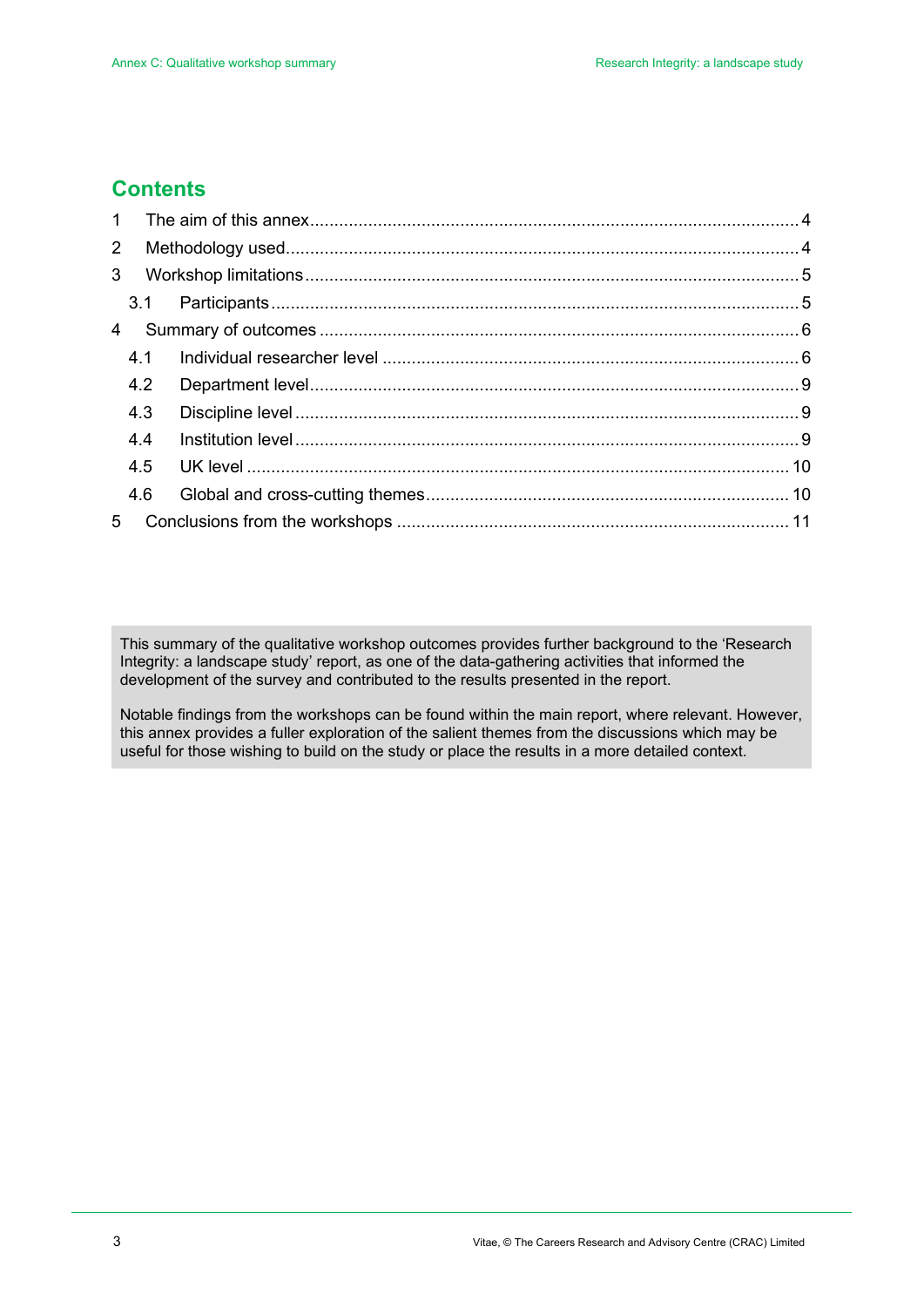## Contents

1 The aim of this annex .......... 4
2 Methodology used .......... 4
3 Workshop limitations .......... 5
  3.1 Participants .......... 5
4 Summary of outcomes .......... 6
  4.1 Individual researcher level .......... 6
  4.2 Department level .......... 9
  4.3 Discipline level .......... 9
  4.4 Institution level .......... 9
  4.5 UK level .......... 10
  4.6 Global and cross-cutting themes .......... 10
5 Conclusions from the workshops .......... 11

This summary of the qualitative workshop outcomes provides further background to the 'Research Integrity: a landscape study' report, as one of the data-gathering activities that informed the development of the survey and contributed to the results presented in the report.

Notable findings from the workshops can be found within the main report, where relevant. However, this annex provides a fuller exploration of the salient themes from the discussions which may be useful for those wishing to build on the study or place the results in a more detailed context.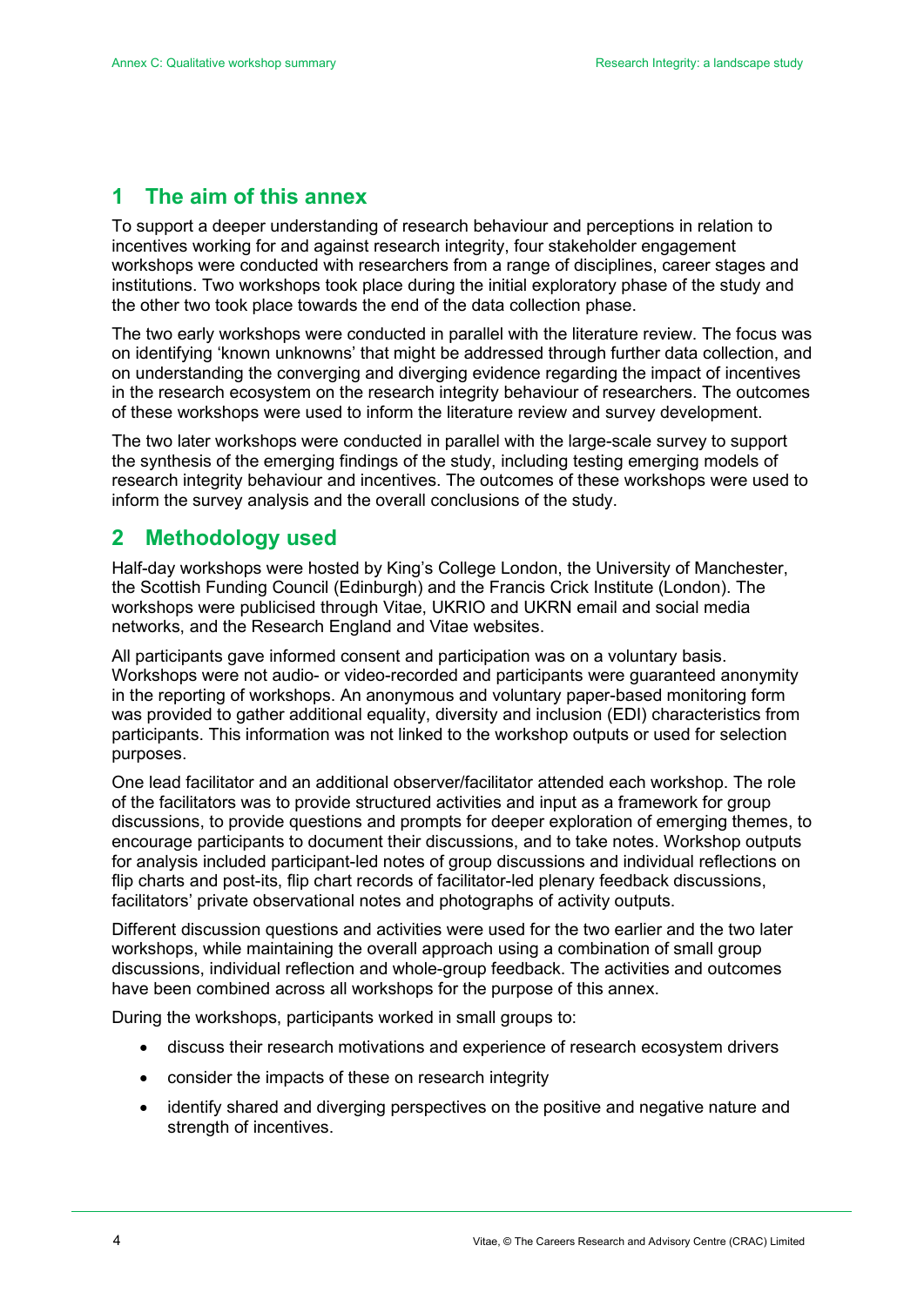## 1 The aim of this annex

To support a deeper understanding of research behaviour and perceptions in relation to incentives working for and against research integrity, four stakeholder engagement workshops were conducted with researchers from a range of disciplines, career stages and institutions. Two workshops took place during the initial exploratory phase of the study and the other two took place towards the end of the data collection phase.

The two early workshops were conducted in parallel with the literature review. The focus was on identifying 'known unknowns' that might be addressed through further data collection, and on understanding the converging and diverging evidence regarding the impact of incentives in the research ecosystem on the research integrity behaviour of researchers. The outcomes of these workshops were used to inform the literature review and survey development.

The two later workshops were conducted in parallel with the large-scale survey to support the synthesis of the emerging findings of the study, including testing emerging models of research integrity behaviour and incentives. The outcomes of these workshops were used to inform the survey analysis and the overall conclusions of the study.

## 2 Methodology used

Half-day workshops were hosted by King's College London, the University of Manchester, the Scottish Funding Council (Edinburgh) and the Francis Crick Institute (London). The workshops were publicised through Vitae, UKRIO and UKRN email and social media networks, and the Research England and Vitae websites.

All participants gave informed consent and participation was on a voluntary basis. Workshops were not audio- or video-recorded and participants were guaranteed anonymity in the reporting of workshops. An anonymous and voluntary paper-based monitoring form was provided to gather additional equality, diversity and inclusion (EDI) characteristics from participants. This information was not linked to the workshop outputs or used for selection purposes.

One lead facilitator and an additional observer/facilitator attended each workshop. The role of the facilitators was to provide structured activities and input as a framework for group discussions, to provide questions and prompts for deeper exploration of emerging themes, to encourage participants to document their discussions, and to take notes. Workshop outputs for analysis included participant-led notes of group discussions and individual reflections on flip charts and post-its, flip chart records of facilitator-led plenary feedback discussions, facilitators' private observational notes and photographs of activity outputs.

Different discussion questions and activities were used for the two earlier and the two later workshops, while maintaining the overall approach using a combination of small group discussions, individual reflection and whole-group feedback. The activities and outcomes have been combined across all workshops for the purpose of this annex.

During the workshops, participants worked in small groups to:

- discuss their research motivations and experience of research ecosystem drivers
- consider the impacts of these on research integrity
- identify shared and diverging perspectives on the positive and negative nature and strength of incentives.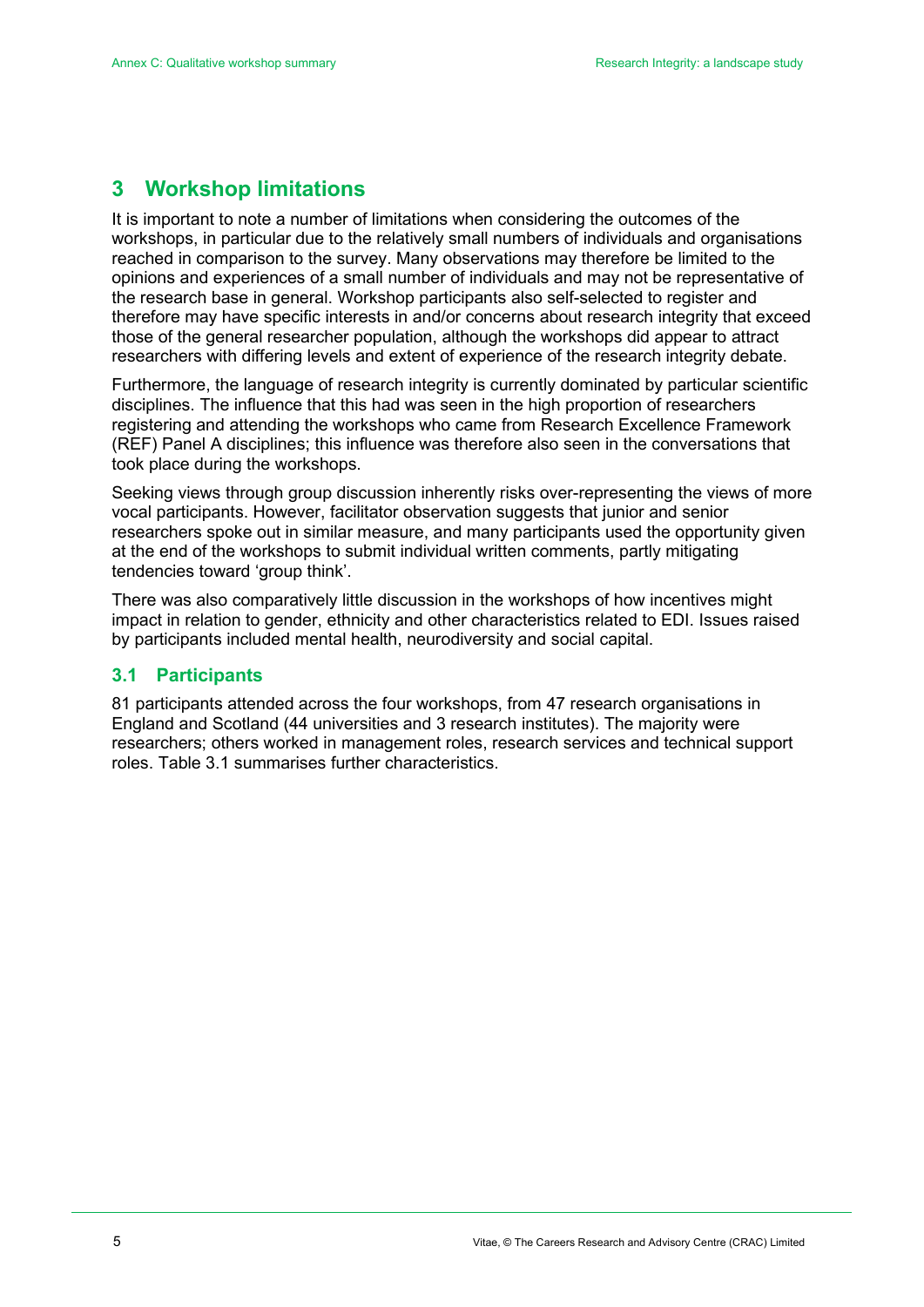## 3 Workshop limitations

It is important to note a number of limitations when considering the outcomes of the workshops, in particular due to the relatively small numbers of individuals and organisations reached in comparison to the survey. Many observations may therefore be limited to the opinions and experiences of a small number of individuals and may not be representative of the research base in general. Workshop participants also self-selected to register and therefore may have specific interests in and/or concerns about research integrity that exceed those of the general researcher population, although the workshops did appear to attract researchers with differing levels and extent of experience of the research integrity debate.

Furthermore, the language of research integrity is currently dominated by particular scientific disciplines. The influence that this had was seen in the high proportion of researchers registering and attending the workshops who came from Research Excellence Framework (REF) Panel A disciplines; this influence was therefore also seen in the conversations that took place during the workshops.

Seeking views through group discussion inherently risks over-representing the views of more vocal participants. However, facilitator observation suggests that junior and senior researchers spoke out in similar measure, and many participants used the opportunity given at the end of the workshops to submit individual written comments, partly mitigating tendencies toward 'group think'.

There was also comparatively little discussion in the workshops of how incentives might impact in relation to gender, ethnicity and other characteristics related to EDI. Issues raised by participants included mental health, neurodiversity and social capital.

### 3.1 Participants

81 participants attended across the four workshops, from 47 research organisations in England and Scotland (44 universities and 3 research institutes). The majority were researchers; others worked in management roles, research services and technical support roles. Table 3.1 summarises further characteristics.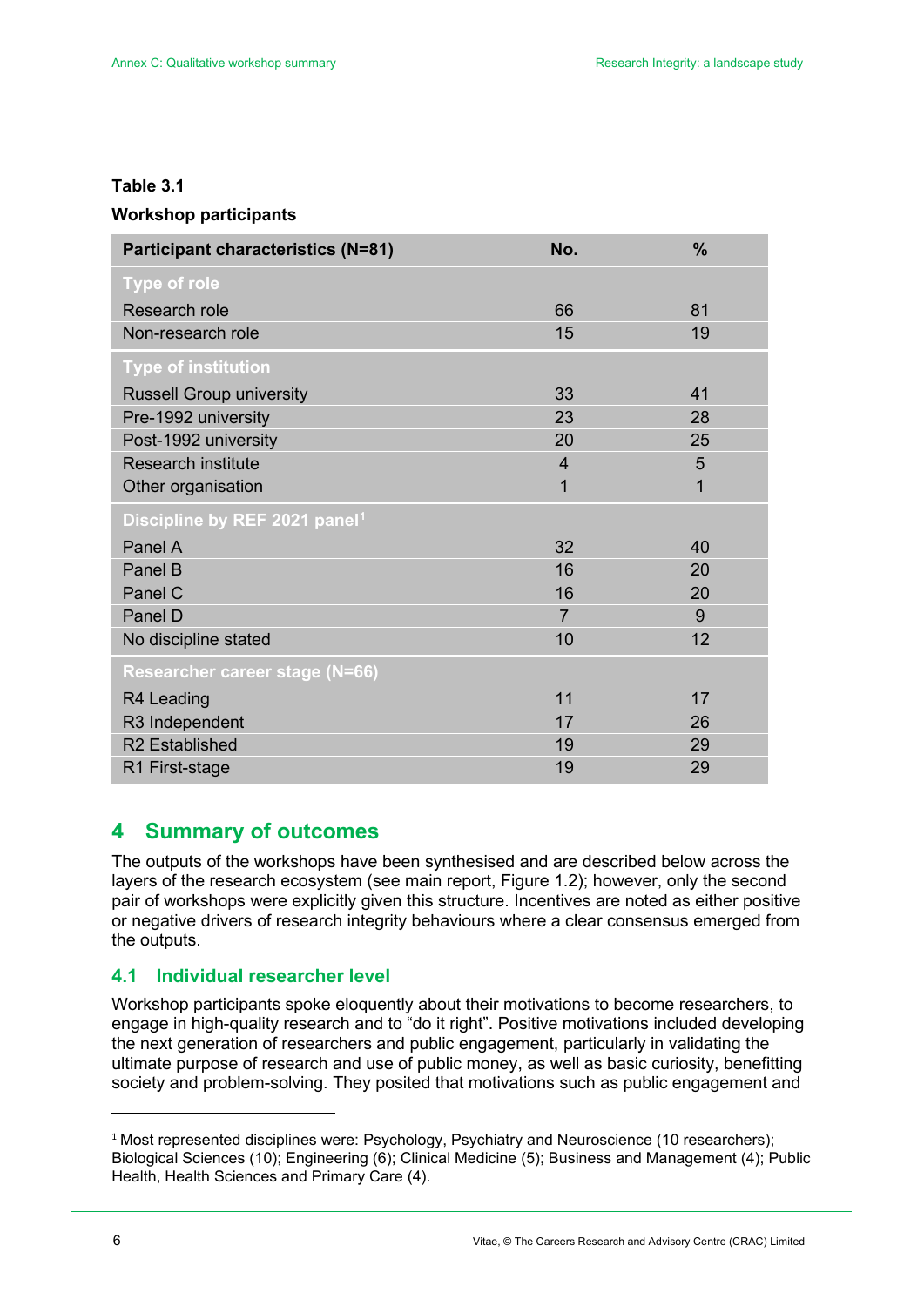**Table 3.1**

**Workshop participants**

| Participant characteristics (N=81) | No. | % |
|---|---|---|
| **Type of role** | | |
| Research role | 66 | 81 |
| Non-research role | 15 | 19 |
| **Type of institution** | | |
| Russell Group university | 33 | 41 |
| Pre-1992 university | 23 | 28 |
| Post-1992 university | 20 | 25 |
| Research institute | 4 | 5 |
| Other organisation | 1 | 1 |
| **Discipline by REF 2021 panel[1]** | | |
| Panel A | 32 | 40 |
| Panel B | 16 | 20 |
| Panel C | 16 | 20 |
| Panel D | 7 | 9 |
| No discipline stated | 10 | 12 |
| **Researcher career stage (N=66)** | | |
| R4 Leading | 11 | 17 |
| R3 Independent | 17 | 26 |
| R2 Established | 19 | 29 |
| R1 First-stage | 19 | 29 |

## 4 Summary of outcomes

The outputs of the workshops have been synthesised and are described below across the layers of the research ecosystem (see main report, Figure 1.2); however, only the second pair of workshops were explicitly given this structure. Incentives are noted as either positive or negative drivers of research integrity behaviours where a clear consensus emerged from the outputs.

### 4.1 Individual researcher level

Workshop participants spoke eloquently about their motivations to become researchers, to engage in high-quality research and to "do it right". Positive motivations included developing the next generation of researchers and public engagement, particularly in validating the ultimate purpose of research and use of public money, as well as basic curiosity, benefitting society and problem-solving. They posited that motivations such as public engagement and

[1] Most represented disciplines were: Psychology, Psychiatry and Neuroscience (10 researchers); Biological Sciences (10); Engineering (6); Clinical Medicine (5); Business and Management (4); Public Health, Health Sciences and Primary Care (4).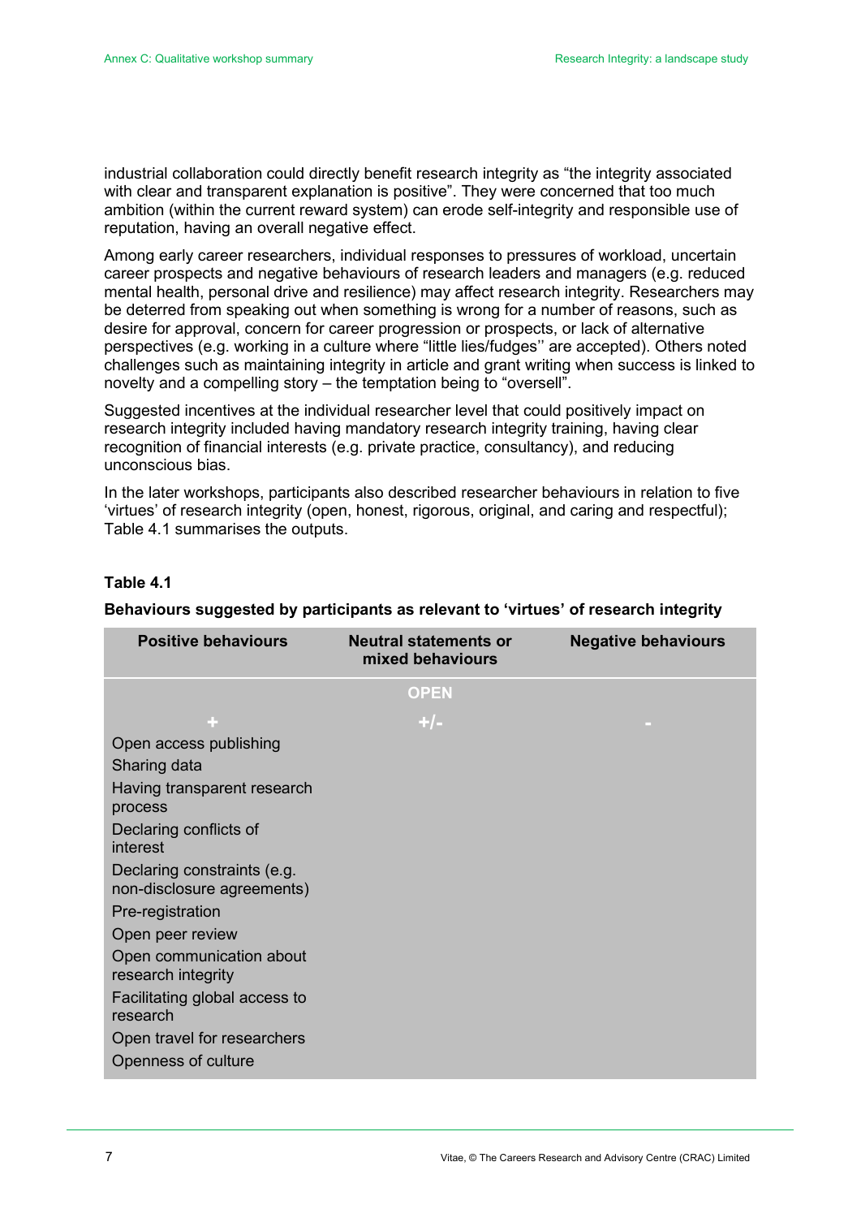industrial collaboration could directly benefit research integrity as "the integrity associated with clear and transparent explanation is positive". They were concerned that too much ambition (within the current reward system) can erode self-integrity and responsible use of reputation, having an overall negative effect.

Among early career researchers, individual responses to pressures of workload, uncertain career prospects and negative behaviours of research leaders and managers (e.g. reduced mental health, personal drive and resilience) may affect research integrity. Researchers may be deterred from speaking out when something is wrong for a number of reasons, such as desire for approval, concern for career progression or prospects, or lack of alternative perspectives (e.g. working in a culture where "little lies/fudges'' are accepted). Others noted challenges such as maintaining integrity in article and grant writing when success is linked to novelty and a compelling story – the temptation being to "oversell".

Suggested incentives at the individual researcher level that could positively impact on research integrity included having mandatory research integrity training, having clear recognition of financial interests (e.g. private practice, consultancy), and reducing unconscious bias.

In the later workshops, participants also described researcher behaviours in relation to five 'virtues' of research integrity (open, honest, rigorous, original, and caring and respectful); Table 4.1 summarises the outputs.

**Table 4.1**

**Behaviours suggested by participants as relevant to 'virtues' of research integrity**

| Positive behaviours | Neutral statements or mixed behaviours | Negative behaviours |
|---|---|---|
| | **OPEN** | |
| + | +/- | - |
| Open access publishing | | |
| Sharing data | | |
| Having transparent research process | | |
| Declaring conflicts of interest | | |
| Declaring constraints (e.g. non-disclosure agreements) | | |
| Pre-registration | | |
| Open peer review | | |
| Open communication about research integrity | | |
| Facilitating global access to research | | |
| Open travel for researchers | | |
| Openness of culture | | |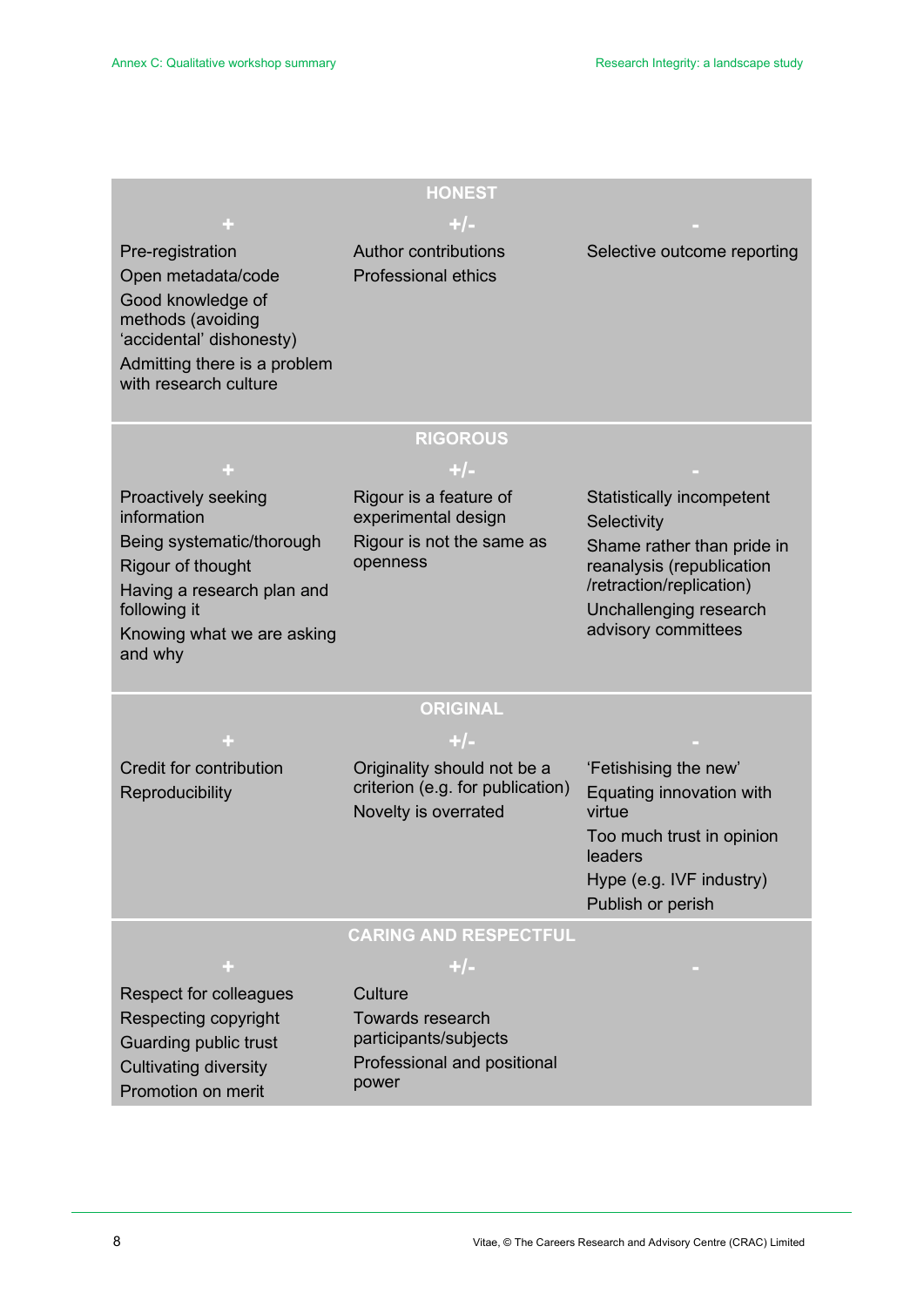| HONEST | | |
|---|---|---|
| **+** | **+/-** | **-** |
| Pre-registration<br>Open metadata/code<br>Good knowledge of methods (avoiding 'accidental' dishonesty)<br>Admitting there is a problem with research culture | Author contributions<br>Professional ethics | Selective outcome reporting |

| RIGOROUS | | |
|---|---|---|
| **+** | **+/-** | **-** |
| Proactively seeking information<br>Being systematic/thorough<br>Rigour of thought<br>Having a research plan and following it<br>Knowing what we are asking and why | Rigour is a feature of experimental design<br>Rigour is not the same as openness | Statistically incompetent<br>Selectivity<br>Shame rather than pride in reanalysis (republication /retraction/replication)<br>Unchallenging research advisory committees |

| ORIGINAL | | |
|---|---|---|
| **+** | **+/-** | **-** |
| Credit for contribution<br>Reproducibility | Originality should not be a criterion (e.g. for publication)<br>Novelty is overrated | 'Fetishising the new'<br>Equating innovation with virtue<br>Too much trust in opinion leaders<br>Hype (e.g. IVF industry)<br>Publish or perish |

| CARING AND RESPECTFUL | | |
|---|---|---|
| **+** | **+/-** | **-** |
| Respect for colleagues<br>Respecting copyright<br>Guarding public trust<br>Cultivating diversity<br>Promotion on merit | Culture<br>Towards research participants/subjects<br>Professional and positional power | |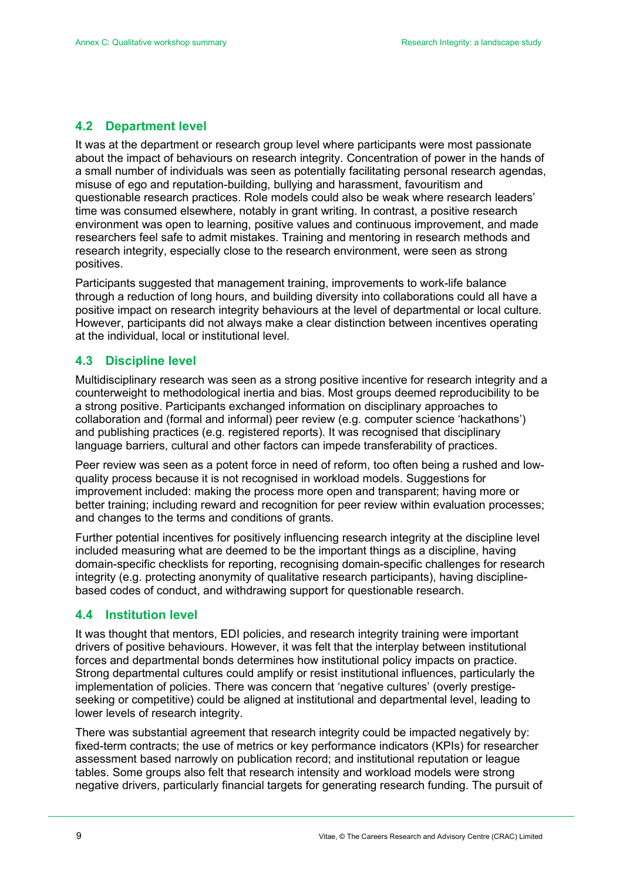## 4.2 Department level

It was at the department or research group level where participants were most passionate about the impact of behaviours on research integrity. Concentration of power in the hands of a small number of individuals was seen as potentially facilitating personal research agendas, misuse of ego and reputation-building, bullying and harassment, favouritism and questionable research practices. Role models could also be weak where research leaders' time was consumed elsewhere, notably in grant writing. In contrast, a positive research environment was open to learning, positive values and continuous improvement, and made researchers feel safe to admit mistakes. Training and mentoring in research methods and research integrity, especially close to the research environment, were seen as strong positives.

Participants suggested that management training, improvements to work-life balance through a reduction of long hours, and building diversity into collaborations could all have a positive impact on research integrity behaviours at the level of departmental or local culture. However, participants did not always make a clear distinction between incentives operating at the individual, local or institutional level.

## 4.3 Discipline level

Multidisciplinary research was seen as a strong positive incentive for research integrity and a counterweight to methodological inertia and bias. Most groups deemed reproducibility to be a strong positive. Participants exchanged information on disciplinary approaches to collaboration and (formal and informal) peer review (e.g. computer science 'hackathons') and publishing practices (e.g. registered reports). It was recognised that disciplinary language barriers, cultural and other factors can impede transferability of practices.

Peer review was seen as a potent force in need of reform, too often being a rushed and low-quality process because it is not recognised in workload models. Suggestions for improvement included: making the process more open and transparent; having more or better training; including reward and recognition for peer review within evaluation processes; and changes to the terms and conditions of grants.

Further potential incentives for positively influencing research integrity at the discipline level included measuring what are deemed to be the important things as a discipline, having domain-specific checklists for reporting, recognising domain-specific challenges for research integrity (e.g. protecting anonymity of qualitative research participants), having discipline-based codes of conduct, and withdrawing support for questionable research.

## 4.4 Institution level

It was thought that mentors, EDI policies, and research integrity training were important drivers of positive behaviours. However, it was felt that the interplay between institutional forces and departmental bonds determines how institutional policy impacts on practice. Strong departmental cultures could amplify or resist institutional influences, particularly the implementation of policies. There was concern that 'negative cultures' (overly prestige-seeking or competitive) could be aligned at institutional and departmental level, leading to lower levels of research integrity.

There was substantial agreement that research integrity could be impacted negatively by: fixed-term contracts; the use of metrics or key performance indicators (KPIs) for researcher assessment based narrowly on publication record; and institutional reputation or league tables. Some groups also felt that research intensity and workload models were strong negative drivers, particularly financial targets for generating research funding. The pursuit of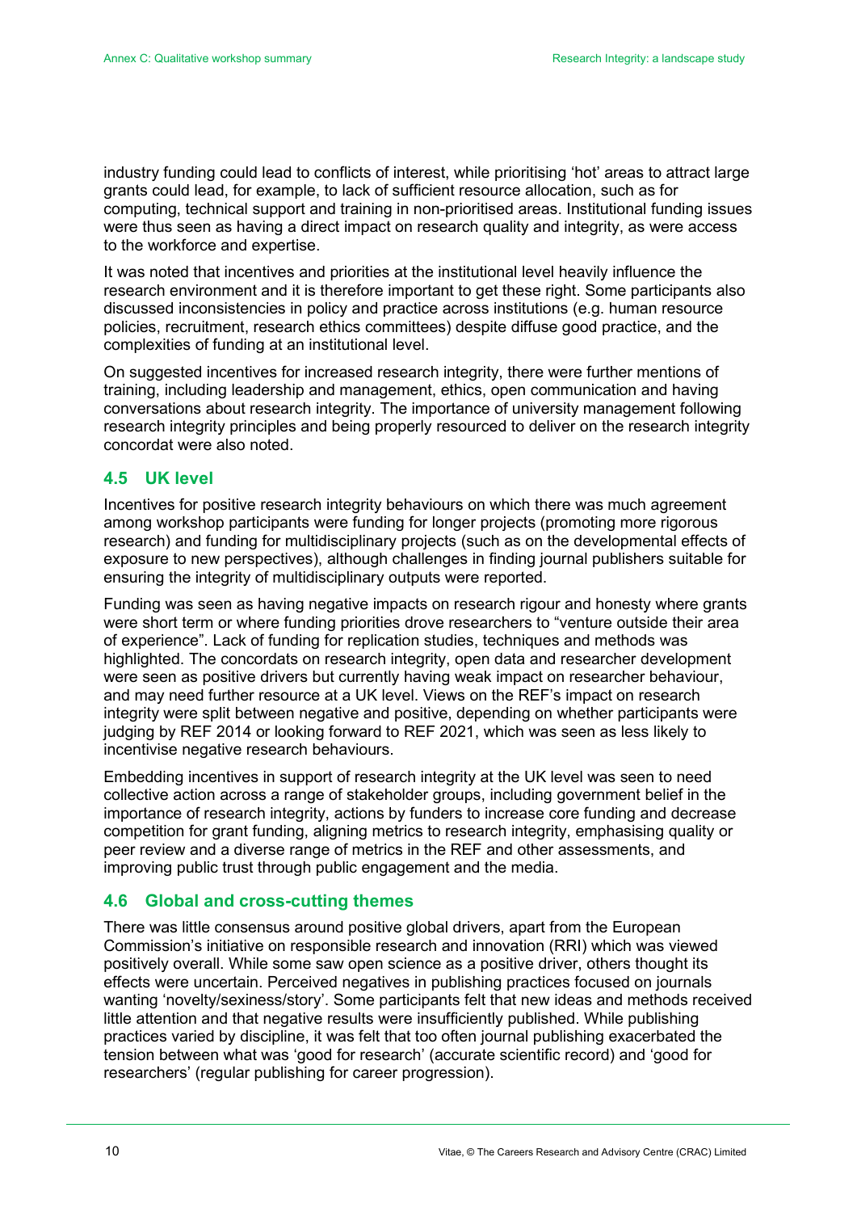industry funding could lead to conflicts of interest, while prioritising 'hot' areas to attract large grants could lead, for example, to lack of sufficient resource allocation, such as for computing, technical support and training in non-prioritised areas. Institutional funding issues were thus seen as having a direct impact on research quality and integrity, as were access to the workforce and expertise.

It was noted that incentives and priorities at the institutional level heavily influence the research environment and it is therefore important to get these right. Some participants also discussed inconsistencies in policy and practice across institutions (e.g. human resource policies, recruitment, research ethics committees) despite diffuse good practice, and the complexities of funding at an institutional level.

On suggested incentives for increased research integrity, there were further mentions of training, including leadership and management, ethics, open communication and having conversations about research integrity. The importance of university management following research integrity principles and being properly resourced to deliver on the research integrity concordat were also noted.

## 4.5 UK level

Incentives for positive research integrity behaviours on which there was much agreement among workshop participants were funding for longer projects (promoting more rigorous research) and funding for multidisciplinary projects (such as on the developmental effects of exposure to new perspectives), although challenges in finding journal publishers suitable for ensuring the integrity of multidisciplinary outputs were reported.

Funding was seen as having negative impacts on research rigour and honesty where grants were short term or where funding priorities drove researchers to "venture outside their area of experience". Lack of funding for replication studies, techniques and methods was highlighted. The concordats on research integrity, open data and researcher development were seen as positive drivers but currently having weak impact on researcher behaviour, and may need further resource at a UK level. Views on the REF's impact on research integrity were split between negative and positive, depending on whether participants were judging by REF 2014 or looking forward to REF 2021, which was seen as less likely to incentivise negative research behaviours.

Embedding incentives in support of research integrity at the UK level was seen to need collective action across a range of stakeholder groups, including government belief in the importance of research integrity, actions by funders to increase core funding and decrease competition for grant funding, aligning metrics to research integrity, emphasising quality or peer review and a diverse range of metrics in the REF and other assessments, and improving public trust through public engagement and the media.

## 4.6 Global and cross-cutting themes

There was little consensus around positive global drivers, apart from the European Commission's initiative on responsible research and innovation (RRI) which was viewed positively overall. While some saw open science as a positive driver, others thought its effects were uncertain. Perceived negatives in publishing practices focused on journals wanting 'novelty/sexiness/story'. Some participants felt that new ideas and methods received little attention and that negative results were insufficiently published. While publishing practices varied by discipline, it was felt that too often journal publishing exacerbated the tension between what was 'good for research' (accurate scientific record) and 'good for researchers' (regular publishing for career progression).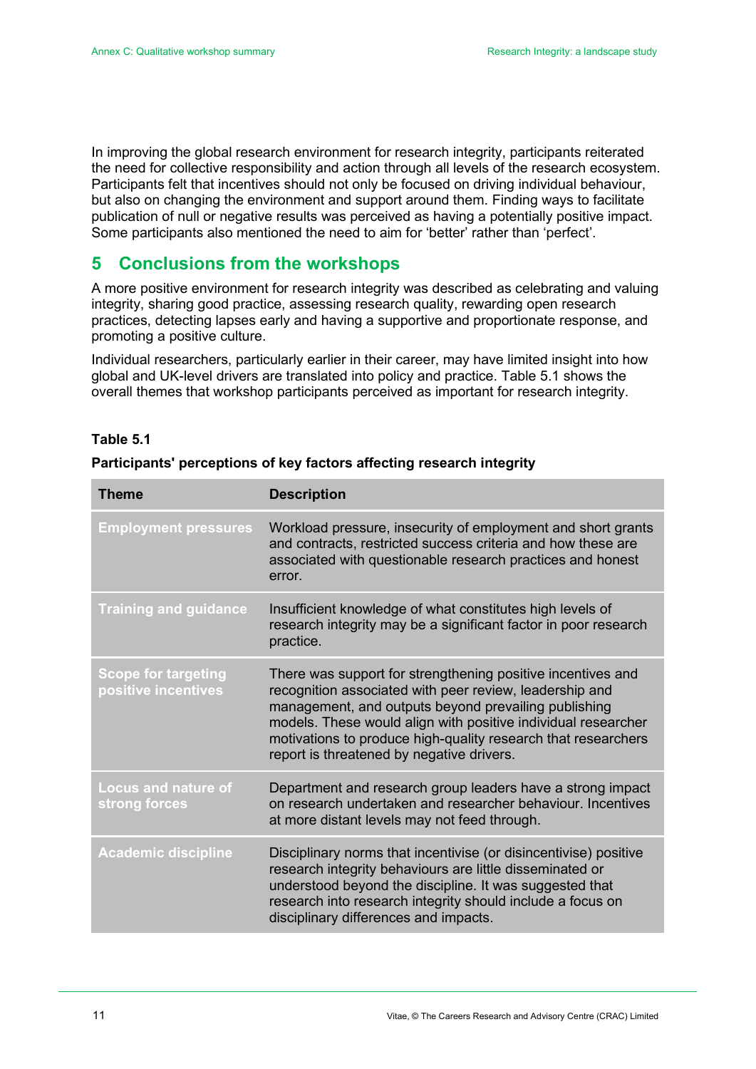In improving the global research environment for research integrity, participants reiterated the need for collective responsibility and action through all levels of the research ecosystem. Participants felt that incentives should not only be focused on driving individual behaviour, but also on changing the environment and support around them. Finding ways to facilitate publication of null or negative results was perceived as having a potentially positive impact. Some participants also mentioned the need to aim for 'better' rather than 'perfect'.

## 5 Conclusions from the workshops

A more positive environment for research integrity was described as celebrating and valuing integrity, sharing good practice, assessing research quality, rewarding open research practices, detecting lapses early and having a supportive and proportionate response, and promoting a positive culture.

Individual researchers, particularly earlier in their career, may have limited insight into how global and UK-level drivers are translated into policy and practice. Table 5.1 shows the overall themes that workshop participants perceived as important for research integrity.

**Table 5.1**

**Participants' perceptions of key factors affecting research integrity**

| Theme | Description |
|---|---|
| Employment pressures | Workload pressure, insecurity of employment and short grants and contracts, restricted success criteria and how these are associated with questionable research practices and honest error. |
| Training and guidance | Insufficient knowledge of what constitutes high levels of research integrity may be a significant factor in poor research practice. |
| Scope for targeting positive incentives | There was support for strengthening positive incentives and recognition associated with peer review, leadership and management, and outputs beyond prevailing publishing models. These would align with positive individual researcher motivations to produce high-quality research that researchers report is threatened by negative drivers. |
| Locus and nature of strong forces | Department and research group leaders have a strong impact on research undertaken and researcher behaviour. Incentives at more distant levels may not feed through. |
| Academic discipline | Disciplinary norms that incentivise (or disincentivise) positive research integrity behaviours are little disseminated or understood beyond the discipline. It was suggested that research into research integrity should include a focus on disciplinary differences and impacts. |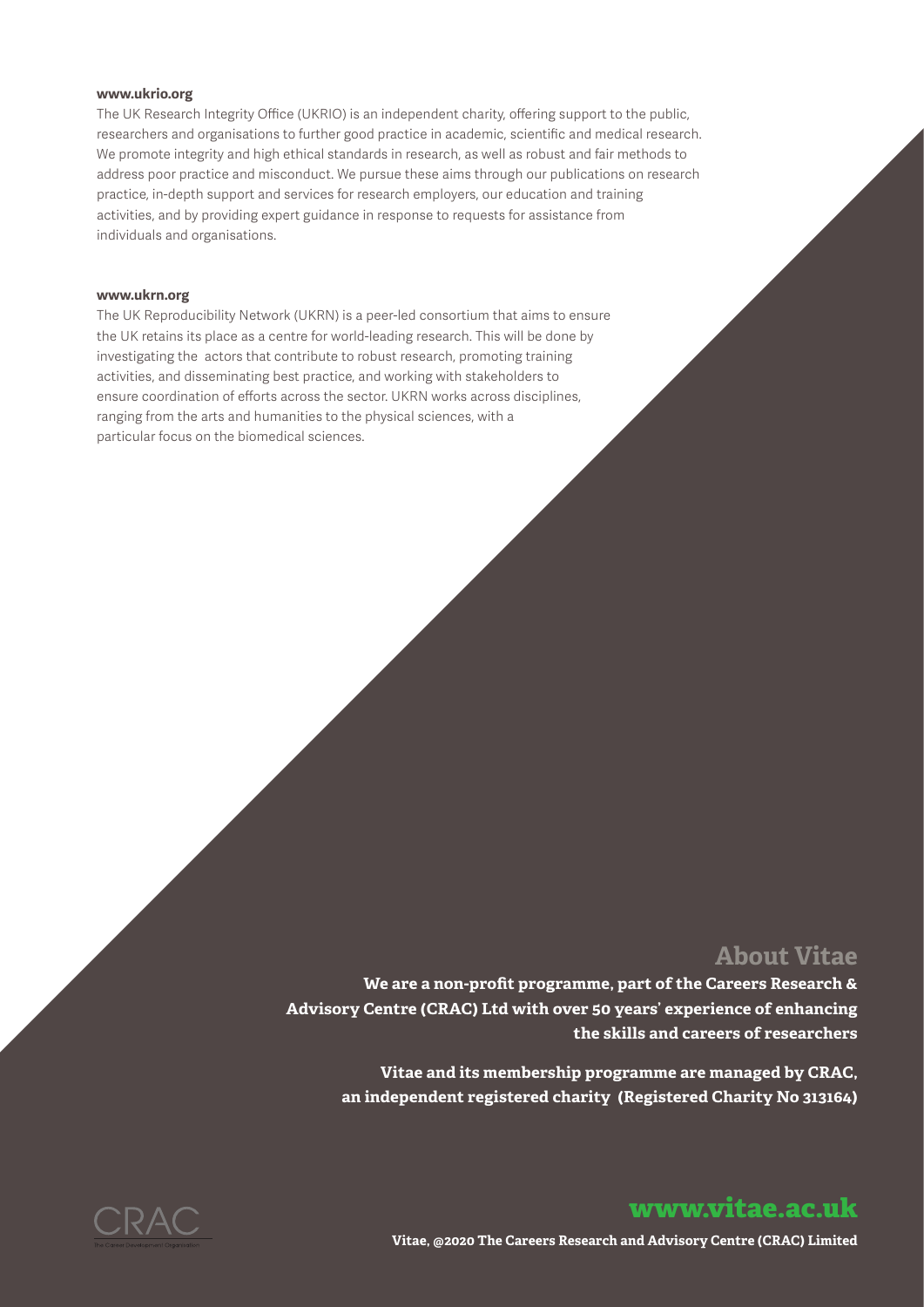**www.ukrio.org**

The UK Research Integrity Office (UKRIO) is an independent charity, offering support to the public, researchers and organisations to further good practice in academic, scientific and medical research. We promote integrity and high ethical standards in research, as well as robust and fair methods to address poor practice and misconduct. We pursue these aims through our publications on research practice, in-depth support and services for research employers, our education and training activities, and by providing expert guidance in response to requests for assistance from individuals and organisations.

**www.ukrn.org**

The UK Reproducibility Network (UKRN) is a peer-led consortium that aims to ensure the UK retains its place as a centre for world-leading research. This will be done by investigating the actors that contribute to robust research, promoting training activities, and disseminating best practice, and working with stakeholders to ensure coordination of efforts across the sector. UKRN works across disciplines, ranging from the arts and humanities to the physical sciences, with a particular focus on the biomedical sciences.

## About Vitae

**We are a non-profit programme, part of the Careers Research & Advisory Centre (CRAC) Ltd with over 50 years' experience of enhancing the skills and careers of researchers**

**Vitae and its membership programme are managed by CRAC, an independent registered charity (Registered Charity No 313164)**

CRAC
The Career Development Organisation

**www.vitae.ac.uk**

**Vitae, @2020 The Careers Research and Advisory Centre (CRAC) Limited**